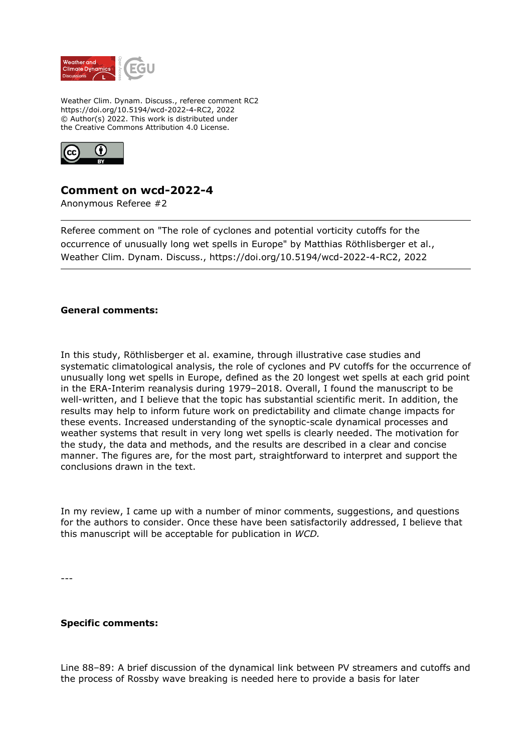Weather Clim. Dynam. Discuss., referee comment RC2
https://doi.org/10.5194/wcd-2022-4-RC2, 2022
© Author(s) 2022. This work is distributed under
the Creative Commons Attribution 4.0 License.

## Comment on wcd-2022-4

Anonymous Referee #2

---

Referee comment on "The role of cyclones and potential vorticity cutoffs for the occurrence of unusually long wet spells in Europe" by Matthias Röthlisberger et al., Weather Clim. Dynam. Discuss., https://doi.org/10.5194/wcd-2022-4-RC2, 2022

---

**General comments:**

In this study, Röthlisberger et al. examine, through illustrative case studies and systematic climatological analysis, the role of cyclones and PV cutoffs for the occurrence of unusually long wet spells in Europe, defined as the 20 longest wet spells at each grid point in the ERA-Interim reanalysis during 1979–2018. Overall, I found the manuscript to be well-written, and I believe that the topic has substantial scientific merit. In addition, the results may help to inform future work on predictability and climate change impacts for these events. Increased understanding of the synoptic-scale dynamical processes and weather systems that result in very long wet spells is clearly needed. The motivation for the study, the data and methods, and the results are described in a clear and concise manner. The figures are, for the most part, straightforward to interpret and support the conclusions drawn in the text.

In my review, I came up with a number of minor comments, suggestions, and questions for the authors to consider. Once these have been satisfactorily addressed, I believe that this manuscript will be acceptable for publication in *WCD.*

---

**Specific comments:**

Line 88–89: A brief discussion of the dynamical link between PV streamers and cutoffs and the process of Rossby wave breaking is needed here to provide a basis for later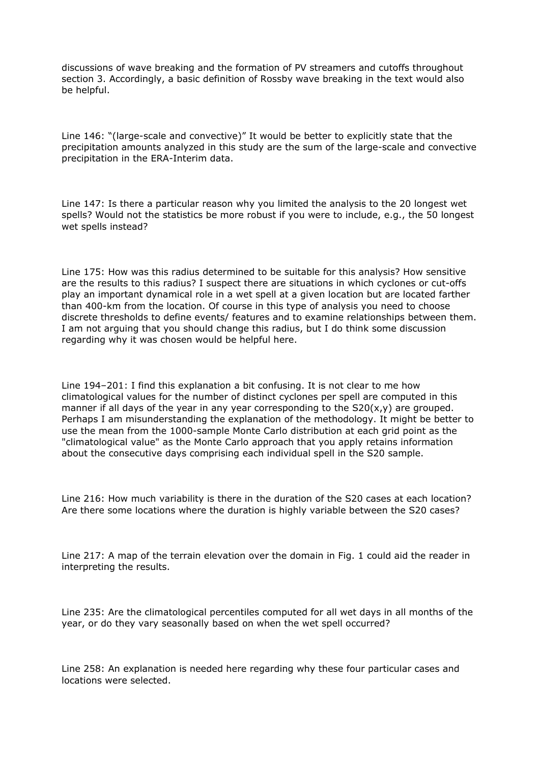discussions of wave breaking and the formation of PV streamers and cutoffs throughout section 3. Accordingly, a basic definition of Rossby wave breaking in the text would also be helpful.

Line 146: "(large-scale and convective)" It would be better to explicitly state that the precipitation amounts analyzed in this study are the sum of the large-scale and convective precipitation in the ERA-Interim data.

Line 147: Is there a particular reason why you limited the analysis to the 20 longest wet spells? Would not the statistics be more robust if you were to include, e.g., the 50 longest wet spells instead?

Line 175: How was this radius determined to be suitable for this analysis? How sensitive are the results to this radius? I suspect there are situations in which cyclones or cut-offs play an important dynamical role in a wet spell at a given location but are located farther than 400-km from the location. Of course in this type of analysis you need to choose discrete thresholds to define events/ features and to examine relationships between them. I am not arguing that you should change this radius, but I do think some discussion regarding why it was chosen would be helpful here.

Line 194–201: I find this explanation a bit confusing. It is not clear to me how climatological values for the number of distinct cyclones per spell are computed in this manner if all days of the year in any year corresponding to the S20(x,y) are grouped. Perhaps I am misunderstanding the explanation of the methodology. It might be better to use the mean from the 1000-sample Monte Carlo distribution at each grid point as the "climatological value" as the Monte Carlo approach that you apply retains information about the consecutive days comprising each individual spell in the S20 sample.

Line 216: How much variability is there in the duration of the S20 cases at each location? Are there some locations where the duration is highly variable between the S20 cases?

Line 217: A map of the terrain elevation over the domain in Fig. 1 could aid the reader in interpreting the results.

Line 235: Are the climatological percentiles computed for all wet days in all months of the year, or do they vary seasonally based on when the wet spell occurred?

Line 258: An explanation is needed here regarding why these four particular cases and locations were selected.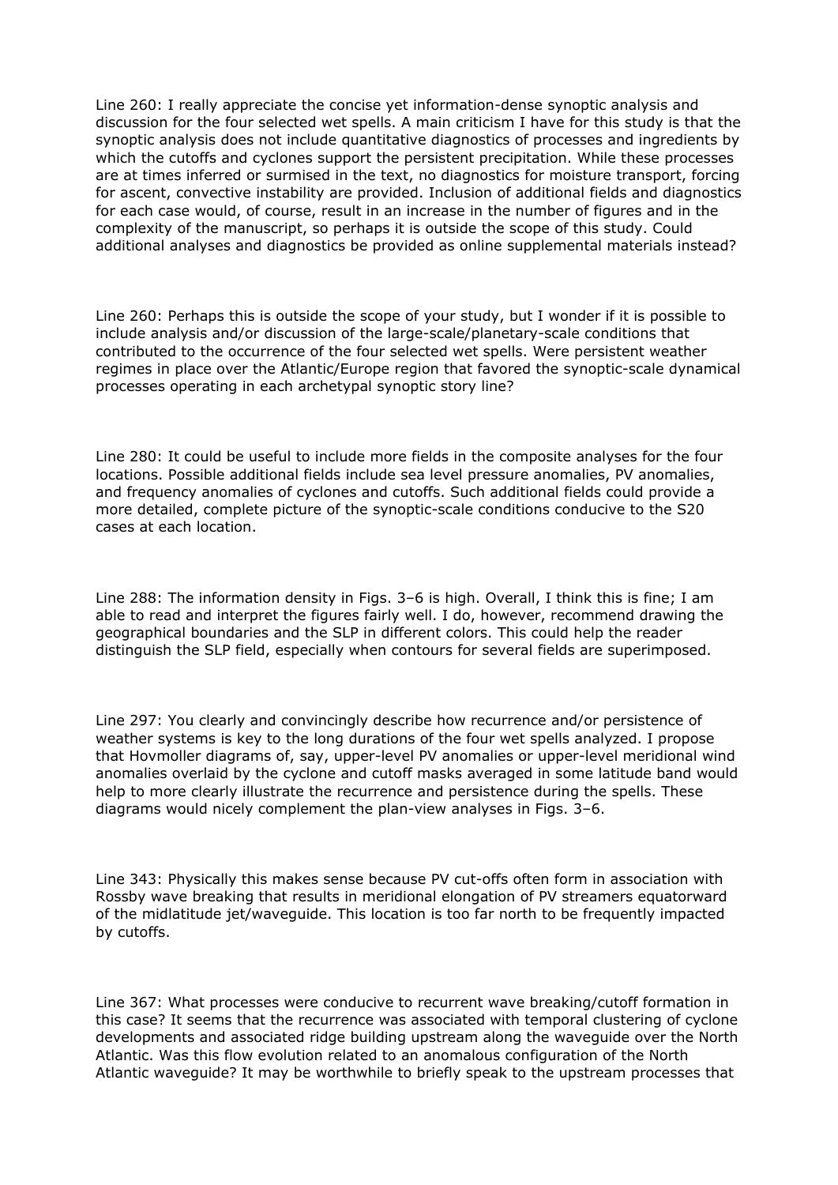Line 260: I really appreciate the concise yet information-dense synoptic analysis and discussion for the four selected wet spells. A main criticism I have for this study is that the synoptic analysis does not include quantitative diagnostics of processes and ingredients by which the cutoffs and cyclones support the persistent precipitation. While these processes are at times inferred or surmised in the text, no diagnostics for moisture transport, forcing for ascent, convective instability are provided. Inclusion of additional fields and diagnostics for each case would, of course, result in an increase in the number of figures and in the complexity of the manuscript, so perhaps it is outside the scope of this study. Could additional analyses and diagnostics be provided as online supplemental materials instead?

Line 260: Perhaps this is outside the scope of your study, but I wonder if it is possible to include analysis and/or discussion of the large-scale/planetary-scale conditions that contributed to the occurrence of the four selected wet spells. Were persistent weather regimes in place over the Atlantic/Europe region that favored the synoptic-scale dynamical processes operating in each archetypal synoptic story line?

Line 280: It could be useful to include more fields in the composite analyses for the four locations. Possible additional fields include sea level pressure anomalies, PV anomalies, and frequency anomalies of cyclones and cutoffs. Such additional fields could provide a more detailed, complete picture of the synoptic-scale conditions conducive to the S20 cases at each location.

Line 288: The information density in Figs. 3–6 is high. Overall, I think this is fine; I am able to read and interpret the figures fairly well. I do, however, recommend drawing the geographical boundaries and the SLP in different colors. This could help the reader distinguish the SLP field, especially when contours for several fields are superimposed.

Line 297: You clearly and convincingly describe how recurrence and/or persistence of weather systems is key to the long durations of the four wet spells analyzed. I propose that Hovmoller diagrams of, say, upper-level PV anomalies or upper-level meridional wind anomalies overlaid by the cyclone and cutoff masks averaged in some latitude band would help to more clearly illustrate the recurrence and persistence during the spells. These diagrams would nicely complement the plan-view analyses in Figs. 3–6.

Line 343: Physically this makes sense because PV cut-offs often form in association with Rossby wave breaking that results in meridional elongation of PV streamers equatorward of the midlatitude jet/waveguide. This location is too far north to be frequently impacted by cutoffs.

Line 367: What processes were conducive to recurrent wave breaking/cutoff formation in this case? It seems that the recurrence was associated with temporal clustering of cyclone developments and associated ridge building upstream along the waveguide over the North Atlantic. Was this flow evolution related to an anomalous configuration of the North Atlantic waveguide? It may be worthwhile to briefly speak to the upstream processes that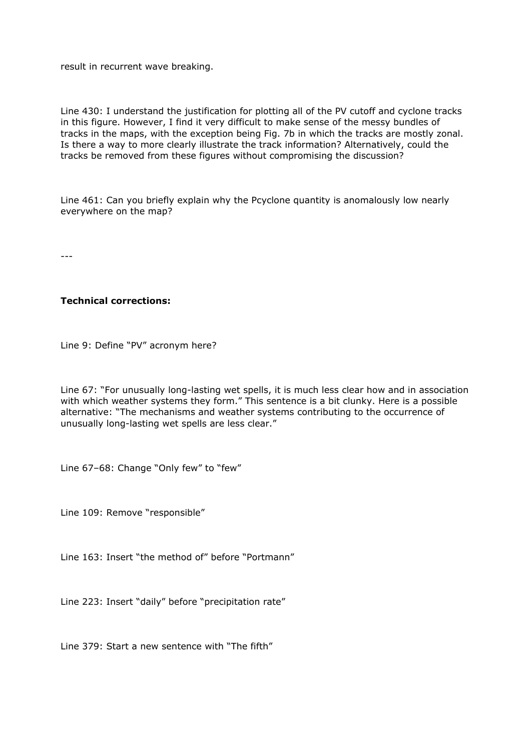result in recurrent wave breaking.

Line 430: I understand the justification for plotting all of the PV cutoff and cyclone tracks in this figure. However, I find it very difficult to make sense of the messy bundles of tracks in the maps, with the exception being Fig. 7b in which the tracks are mostly zonal. Is there a way to more clearly illustrate the track information? Alternatively, could the tracks be removed from these figures without compromising the discussion?

Line 461: Can you briefly explain why the Pcyclone quantity is anomalously low nearly everywhere on the map?

---

**Technical corrections:**

Line 9: Define "PV" acronym here?

Line 67: "For unusually long-lasting wet spells, it is much less clear how and in association with which weather systems they form." This sentence is a bit clunky. Here is a possible alternative: "The mechanisms and weather systems contributing to the occurrence of unusually long-lasting wet spells are less clear."

Line 67–68: Change "Only few" to "few"

Line 109: Remove "responsible"

Line 163: Insert "the method of" before "Portmann"

Line 223: Insert "daily" before "precipitation rate"

Line 379: Start a new sentence with "The fifth"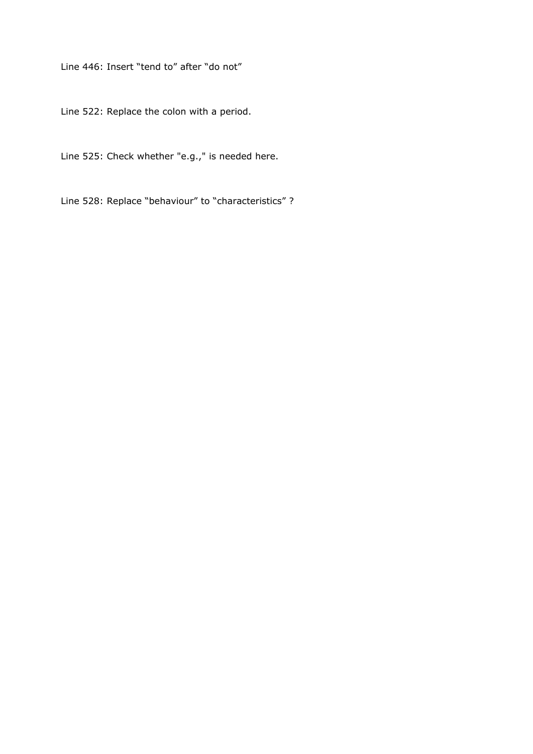Line 446: Insert “tend to” after “do not”

Line 522: Replace the colon with a period.

Line 525: Check whether "e.g.," is needed here.

Line 528: Replace “behaviour” to “characteristics” ?